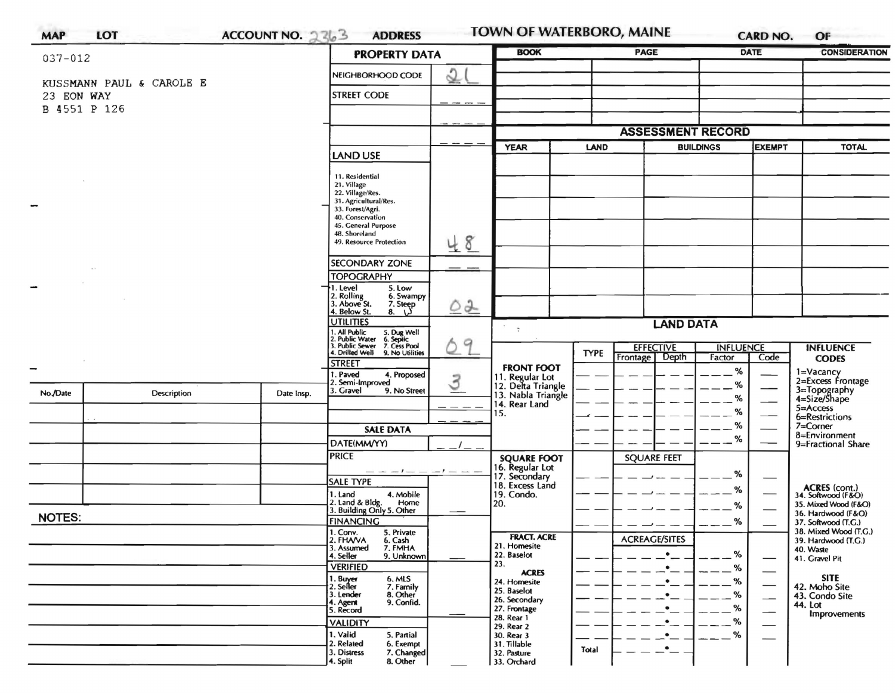MAP LOT ACCOUNT NO. 2363 ADDRESS

# TOWN OF WATERBORO, MAINE

CARD NO. OF

037-012

KUSSMANN PAUL & CAROLE E
23 EON WAY
B 4551 P 126

## PROPERTY DATA

| | |
|---|---|
| NEIGHBORHOOD CODE | 21 |
| STREET CODE | |
| LAND USE<br>11. Residential<br>21. Village<br>22. Village/Res.<br>31. Agricultural/Res.<br>33. Forest/Agri.<br>40. Conservation<br>45. General Purpose<br>48. Shoreland<br>49. Resource Protection | 48 |
| SECONDARY ZONE | |
| TOPOGRAPHY<br>1. Level 5. Low<br>2. Rolling 6. Swampy<br>3. Above St. 7. Steep<br>4. Below St. 8. W | 02 |
| UTILITIES<br>1. All Public 5. Dug Well<br>2. Public Water 6. Septic<br>3. Public Sewer 7. Cess Pool<br>4. Drilled Well 9. No Utilities | 09 |
| STREET<br>1. Paved 4. Proposed<br>2. Semi-Improved<br>3. Gravel 9. No Street | 3 |

## SALE DATA

| | |
|---|---|
| DATE(MM/YY) | |
| PRICE | |
| SALE TYPE<br>1. Land 4. Mobile Home<br>2. Land & Bldg. 5. Other<br>3. Building Only | |
| FINANCING<br>1. Conv. 5. Private<br>2. FHA/VA 6. Cash<br>3. Assumed 7. FMHA<br>4. Seller 9. Unknown | |
| VERIFIED<br>1. Buyer 6. MLS<br>2. Seller 7. Family<br>3. Lender 8. Other<br>4. Agent 9. Confid.<br>5. Record | |
| VALIDITY<br>1. Valid 5. Partial<br>2. Related 6. Exempt<br>3. Distress 7. Changed<br>4. Split 8. Other | |

| BOOK | PAGE | DATE | CONSIDERATION |
|---|---|---|---|
| | | | |

## ASSESSMENT RECORD

| YEAR | LAND | BUILDINGS | EXEMPT | TOTAL |
|---|---|---|---|---|
| | | | | |

| No./Date | Description | Date Insp. |
|---|---|---|
| | | |

NOTES:

## LAND DATA

| | TYPE | EFFECTIVE Frontage | EFFECTIVE Depth | INFLUENCE Factor | INFLUENCE Code |
|---|---|---|---|---|---|
| FRONT FOOT<br>11. Regular Lot<br>12. Delta Triangle<br>13. Nabla Triangle<br>14. Rear Land<br>15. | | | | % | |
| SQUARE FOOT<br>16. Regular Lot<br>17. Secondary<br>18. Excess Land<br>19. Condo.<br>20. | | SQUARE FEET | | % | |
| FRACT. ACRE<br>21. Homesite<br>22. Baselot<br>23.<br>ACRES<br>24. Homesite<br>25. Baselot<br>26. Secondary<br>27. Frontage<br>28. Rear 1<br>29. Rear 2<br>30. Rear 3<br>31. Tillable<br>32. Pasture<br>33. Orchard | Total | ACREAGE/SITES | | % | |

INFLUENCE CODES
1=Vacancy
2=Excess Frontage
3=Topography
4=Size/Shape
5=Access
6=Restrictions
7=Corner
8=Environment
9=Fractional Share

ACRES (cont.)
34. Softwood (F&O)
35. Mixed Wood (F&O)
36. Hardwood (F&O)
37. Softwood (T.G.)
38. Mixed Wood (T.G.)
39. Hardwood (T.G.)
40. Waste
41. Gravel Pit

SITE
42. Moho Site
43. Condo Site
44. Lot Improvements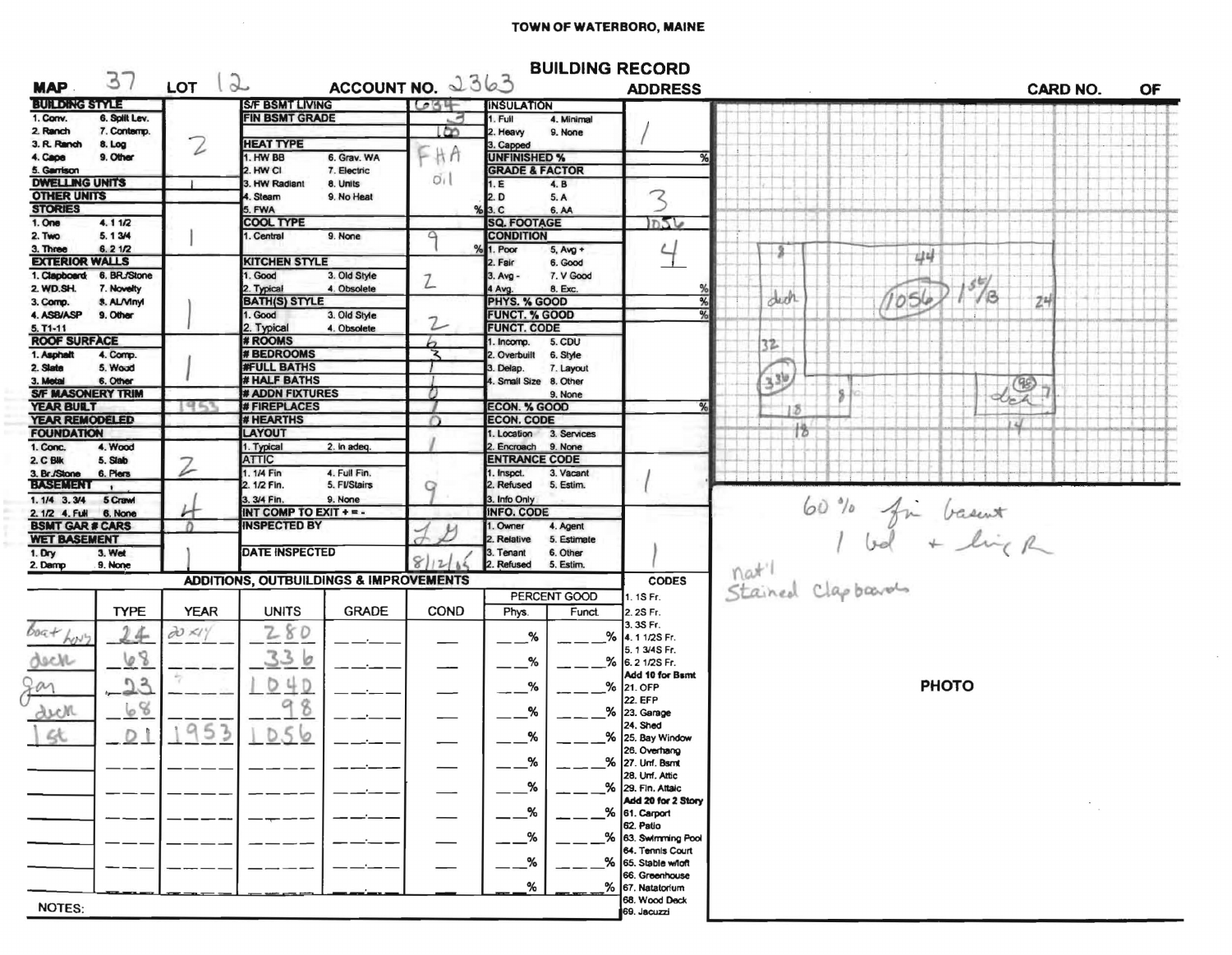TOWN OF WATERBORO, MAINE

# BUILDING RECORD

MAP 37 LOT 12 ACCOUNT NO. 2363 ADDRESS CARD NO. OF

| BUILDING STYLE | | S/F BSMT LIVING | 684 | INSULATION | |
|---|---|---|---|---|---|
| 1. Conv. 6. Split Lev. / 2. Ranch 7. Contemp. / 3. R. Ranch 8. Log / 4. Cape 9. Other / 5. Garrison | 2 | FIN BSMT GRADE | 3 / 100 | 1. Full 4. Minimal / 2. Heavy 9. None / 3. Capped | 1 |
| DWELLING UNITS | 1 | HEAT TYPE | FHA oil | UNFINISHED % | % |
| OTHER UNITS | | 1. HW BB 6. Grav. WA / 2. HW CI 7. Electric / 3. HW Radiant 8. Units / 4. Steam 9. No Heat / 5. FWA | % | GRADE & FACTOR | |
| STORIES | | | | 1. E 4. B / 2. D 5. A / 3. C 6. AA | 3 |
| 1. One 4. 1 1/2 / 2. Two 5. 1 3/4 / 3. Three 6. 2 1/2 | 1 | COOL TYPE | | SQ. FOOTAGE | 1056 |
| | | 1. Central 9. None | 9 % | CONDITION | |
| EXTERIOR WALLS | | KITCHEN STYLE | | 1. Poor 5. Avg + / 2. Fair 6. Good / 3. Avg - 7. V Good / 4 Avg. 8. Exc. | 4 |
| 1. Clapboard 6. BR./Stone / 2. WD.SH. 7. Novelty / 3. Comp. 8. AL/Vinyl / 4. ASB/ASP 9. Other / 5. T1-11 | 1 | 1. Good 3. Old Style / 2. Typical 4. Obsolete | 2 | PHYS. % GOOD | % |
| | | BATH(S) STYLE | | FUNCT. % GOOD | % |
| | | 1. Good 3. Old Style / 2. Typical 4. Obsolete | 2 | FUNCT. CODE | |
| ROOF SURFACE | | # ROOMS | 6 | 1. Incomp. 5. CDU / 2. Overbuilt 6. Style / 3. Deprec. 7. Layout / 4. Small Size 8. Other / 9. None | |
| 1. Asphalt 4. Comp. / 2. Slate 5. Wood / 3. Metal 6. Other | 1 | # BEDROOMS | 3 | | |
| | | # FULL BATHS | 1 | | |
| | | # HALF BATHS | 0 | | |
| S/F MASONERY TRIM | | # ADDN FIXTURES | 0 | | |
| YEAR BUILT | 1953 | # FIREPLACES | 1 | ECON. % GOOD | % |
| YEAR REMODELED | | # HEARTHS | 0 | ECON. CODE | |
| FOUNDATION | | LAYOUT | | 1. Location 3. Services / 2. Encroach 9. None | |
| 1. Conc. 4. Wood / 2. C Blk 5. Slab / 3. Br./Stone 6. Piers | 2 | 1. Typical 2. In adeq. | 1 | ENTRANCE CODE | |
| BASEMENT | | ATTIC | | 1. Inspct. 3. Vacant / 2. Refused 5. Estim. / 3. Info Only | 1 |
| 1. 1/4 3. 3/4 5 Crawl / 2. 1/2 4. Full 6. None | 4 | 1. 1/4 Fin 4. Full Fin. / 2. 1/2 Fin. 5. Fl/Stairs / 3. 3/4 Fin. 9. None | 9 | | |
| BSMT GAR # CARS | 0 | INT COMP TO EXIT + = - | | INFO. CODE | |
| WET BASEMENT | | INSPECTED BY | LG | 1. Owner 4. Agent / 2. Relative 5. Estimate / 3. Tenant 6. Other / 2. Refused 5. Estim. | 1 |
| 1. Dry 3. Wet / 2. Damp 9. None | 1 | DATE INSPECTED | 8/12/05 | | |

8 — 44 — deck — 1056 1 s/B — 24 — 32 — 336 — 8 — 18 — 18 — 98 deck — 7 — 14

60 % fin basement
1 bd + liv R

nat'l
Stained Clapboards

## ADDITIONS, OUTBUILDINGS & IMPROVEMENTS

| | TYPE | YEAR | UNITS | GRADE | COND | PERCENT GOOD Phys. | PERCENT GOOD Funct. |
|---|---|---|---|---|---|---|---|
| boat hous | 24 | 20 x14 | 280 | | | % | % |
| deck | 68 | | 336 | | | % | % |
| gar | 23 | | 1040 | | | % | % |
| deck | 68 | | 98 | | | % | % |
| 1st | 01 | 1953 | 1056 | | | % | % |
| | | | | | | % | % |
| | | | | | | % | % |
| | | | | | | % | % |
| | | | | | | % | % |
| | | | | | | % | % |
| | | | | | | % | % |

CODES
1. 1S Fr.
2. 2S Fr.
3. 3S Fr.
4. 1 1/2S Fr.
5. 1 3/4S Fr.
6. 2 1/2S Fr.
Add 10 for Bsmt
21. OFP
22. EFP
23. Garage
24. Shed
25. Bay Window
26. Overhang
27. Unf. Bsmt
28. Unf. Attic
29. Fin. Attaic
Add 20 for 2 Story
61. Carport
62. Patio
63. Swimming Pool
64. Tennis Court
65. Stable w/loft
66. Greenhouse
67. Natatorium
68. Wood Deck
69. Jacuzzi

PHOTO

NOTES: